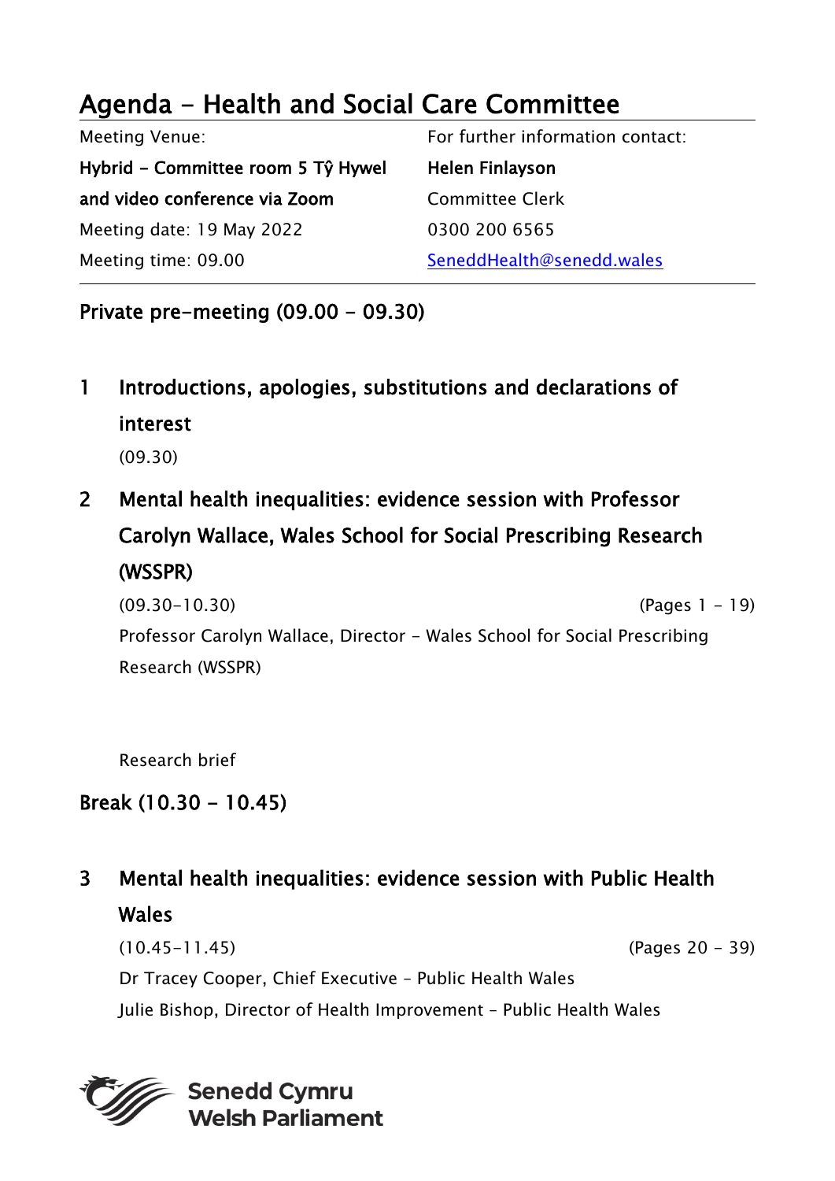# Agenda - Health and Social Care Committee

| Meeting Venue: | For further information contact: |
| --- | --- |
| **Hybrid - Committee room 5 Tŷ Hywel and video conference via Zoom** | **Helen Finlayson** |
| | Committee Clerk |
| Meeting date: 19 May 2022 | 0300 200 6565 |
| Meeting time: 09.00 | SeneddHealth@senedd.wales |

## Private pre-meeting (09.00 - 09.30)

### 1 Introductions, apologies, substitutions and declarations of interest

(09.30)

### 2 Mental health inequalities: evidence session with Professor Carolyn Wallace, Wales School for Social Prescribing Research (WSSPR)

(09.30-10.30) (Pages 1 - 19)

Professor Carolyn Wallace, Director - Wales School for Social Prescribing Research (WSSPR)

Research brief

## Break (10.30 - 10.45)

### 3 Mental health inequalities: evidence session with Public Health Wales

(10.45-11.45) (Pages 20 - 39)

Dr Tracey Cooper, Chief Executive - Public Health Wales

Julie Bishop, Director of Health Improvement - Public Health Wales

Senedd Cymru
Welsh Parliament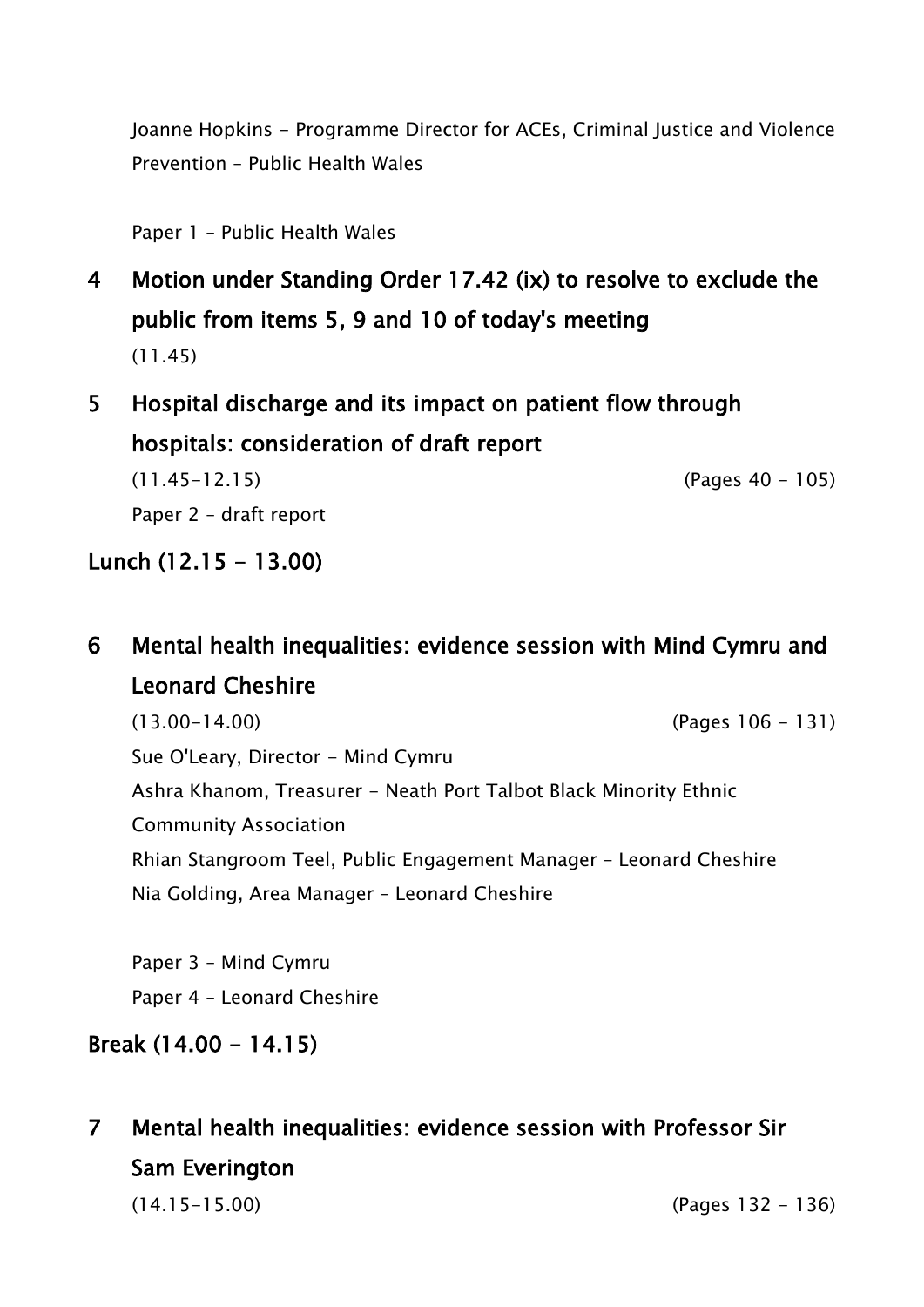Joanne Hopkins - Programme Director for ACEs, Criminal Justice and Violence Prevention – Public Health Wales

Paper 1 – Public Health Wales

## 4 Motion under Standing Order 17.42 (ix) to resolve to exclude the public from items 5, 9 and 10 of today's meeting

(11.45)

## 5 Hospital discharge and its impact on patient flow through hospitals: consideration of draft report

(11.45-12.15) (Pages 40 - 105)

Paper 2 – draft report

**Lunch (12.15 - 13.00)**

## 6 Mental health inequalities: evidence session with Mind Cymru and Leonard Cheshire

(13.00-14.00) (Pages 106 - 131)

Sue O'Leary, Director - Mind Cymru

Ashra Khanom, Treasurer - Neath Port Talbot Black Minority Ethnic Community Association

Rhian Stangroom Teel, Public Engagement Manager – Leonard Cheshire

Nia Golding, Area Manager – Leonard Cheshire

Paper 3 – Mind Cymru

Paper 4 – Leonard Cheshire

**Break (14.00 - 14.15)**

## 7 Mental health inequalities: evidence session with Professor Sir Sam Everington

(14.15-15.00) (Pages 132 - 136)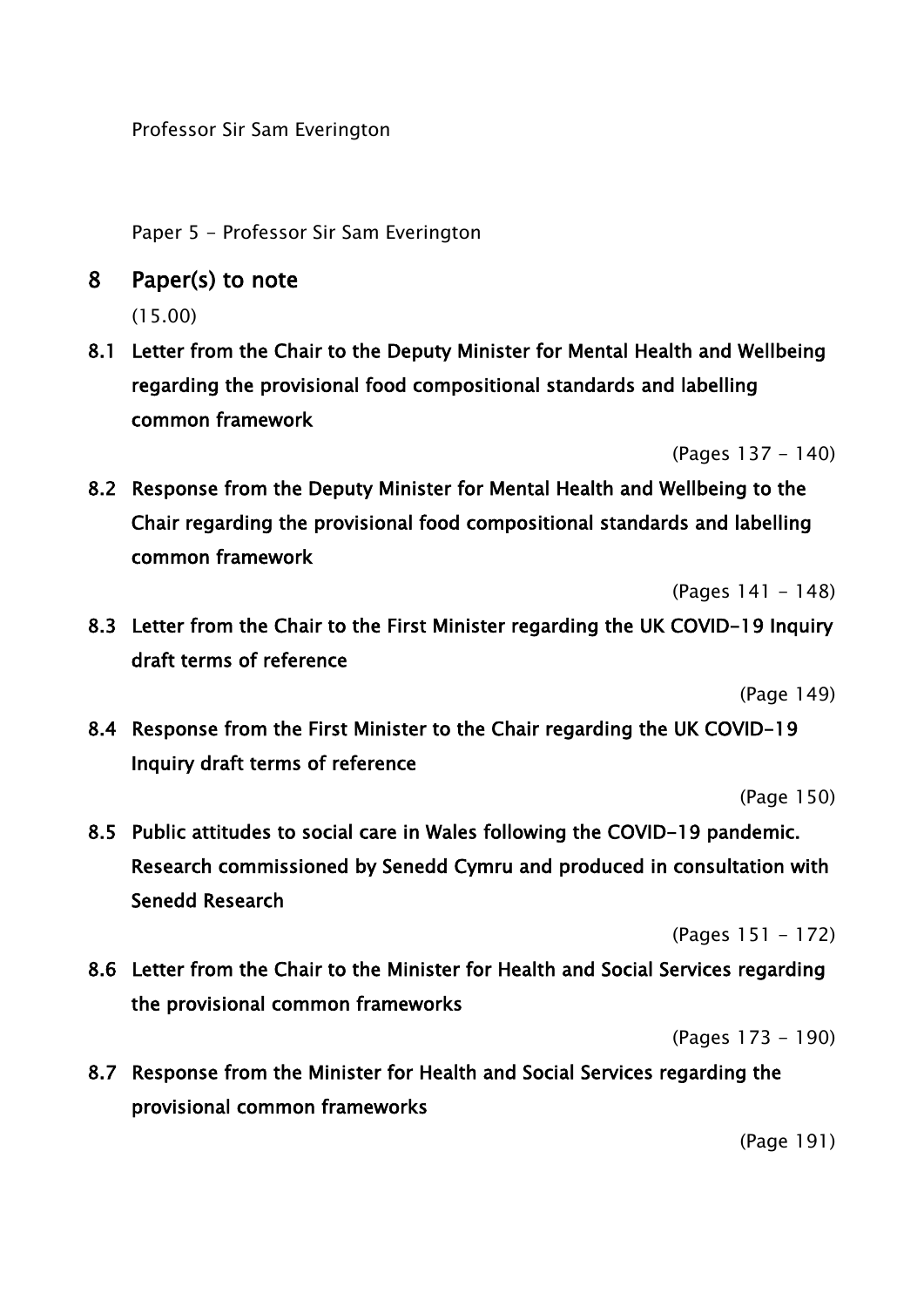Professor Sir Sam Everington

Paper 5 - Professor Sir Sam Everington

## 8 Paper(s) to note

(15.00)

**8.1 Letter from the Chair to the Deputy Minister for Mental Health and Wellbeing regarding the provisional food compositional standards and labelling common framework**

(Pages 137 - 140)

**8.2 Response from the Deputy Minister for Mental Health and Wellbeing to the Chair regarding the provisional food compositional standards and labelling common framework**

(Pages 141 - 148)

**8.3 Letter from the Chair to the First Minister regarding the UK COVID-19 Inquiry draft terms of reference**

(Page 149)

**8.4 Response from the First Minister to the Chair regarding the UK COVID-19 Inquiry draft terms of reference**

(Page 150)

**8.5 Public attitudes to social care in Wales following the COVID-19 pandemic. Research commissioned by Senedd Cymru and produced in consultation with Senedd Research**

(Pages 151 - 172)

**8.6 Letter from the Chair to the Minister for Health and Social Services regarding the provisional common frameworks**

(Pages 173 - 190)

**8.7 Response from the Minister for Health and Social Services regarding the provisional common frameworks**

(Page 191)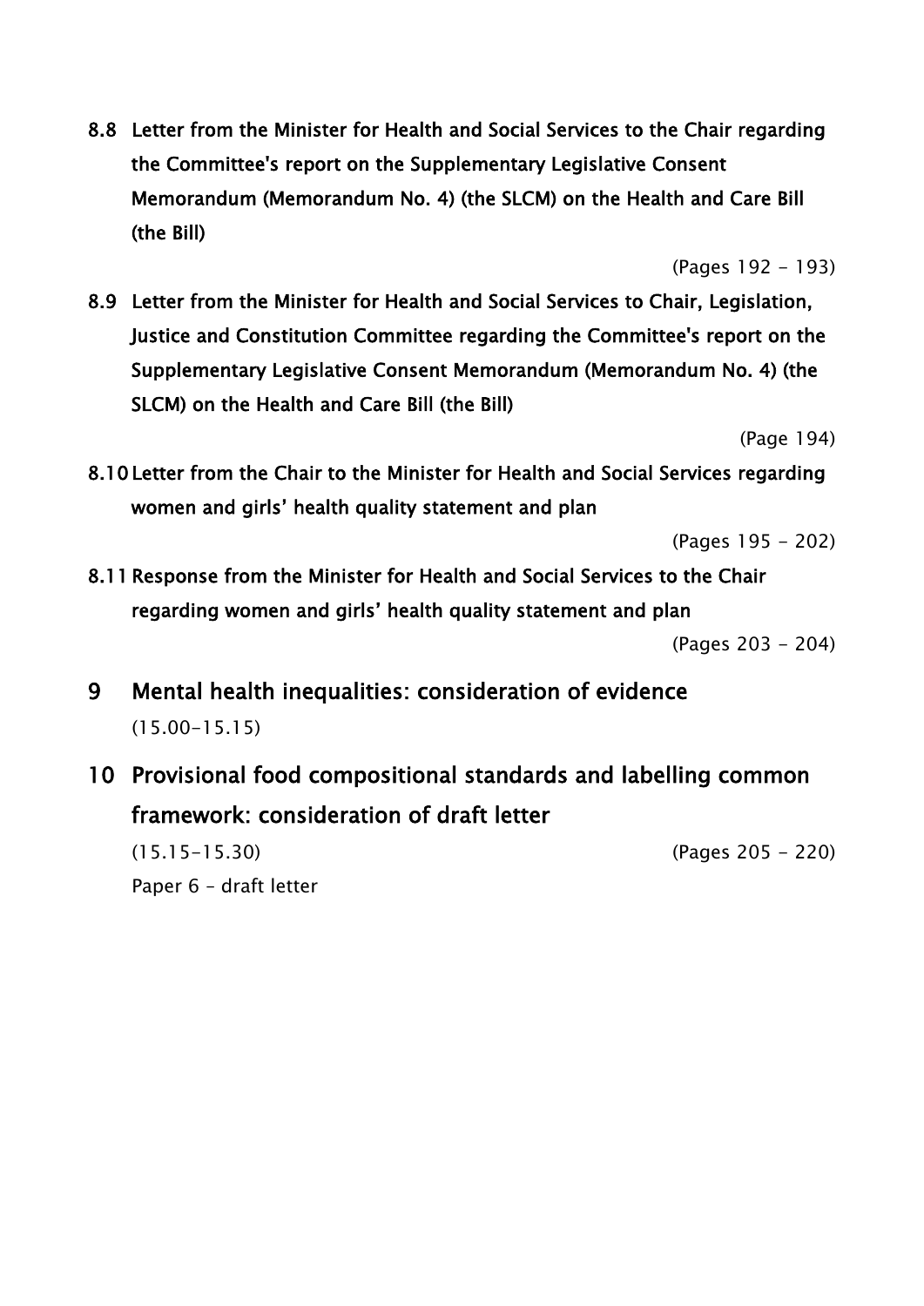**8.8 Letter from the Minister for Health and Social Services to the Chair regarding the Committee's report on the Supplementary Legislative Consent Memorandum (Memorandum No. 4) (the SLCM) on the Health and Care Bill (the Bill)**

(Pages 192 - 193)

**8.9 Letter from the Minister for Health and Social Services to Chair, Legislation, Justice and Constitution Committee regarding the Committee's report on the Supplementary Legislative Consent Memorandum (Memorandum No. 4) (the SLCM) on the Health and Care Bill (the Bill)**

(Page 194)

**8.10 Letter from the Chair to the Minister for Health and Social Services regarding women and girls' health quality statement and plan**

(Pages 195 - 202)

**8.11 Response from the Minister for Health and Social Services to the Chair regarding women and girls' health quality statement and plan**

(Pages 203 - 204)

## 9 Mental health inequalities: consideration of evidence

(15.00-15.15)

## 10 Provisional food compositional standards and labelling common framework: consideration of draft letter

(15.15-15.30) (Pages 205 - 220)

Paper 6 – draft letter